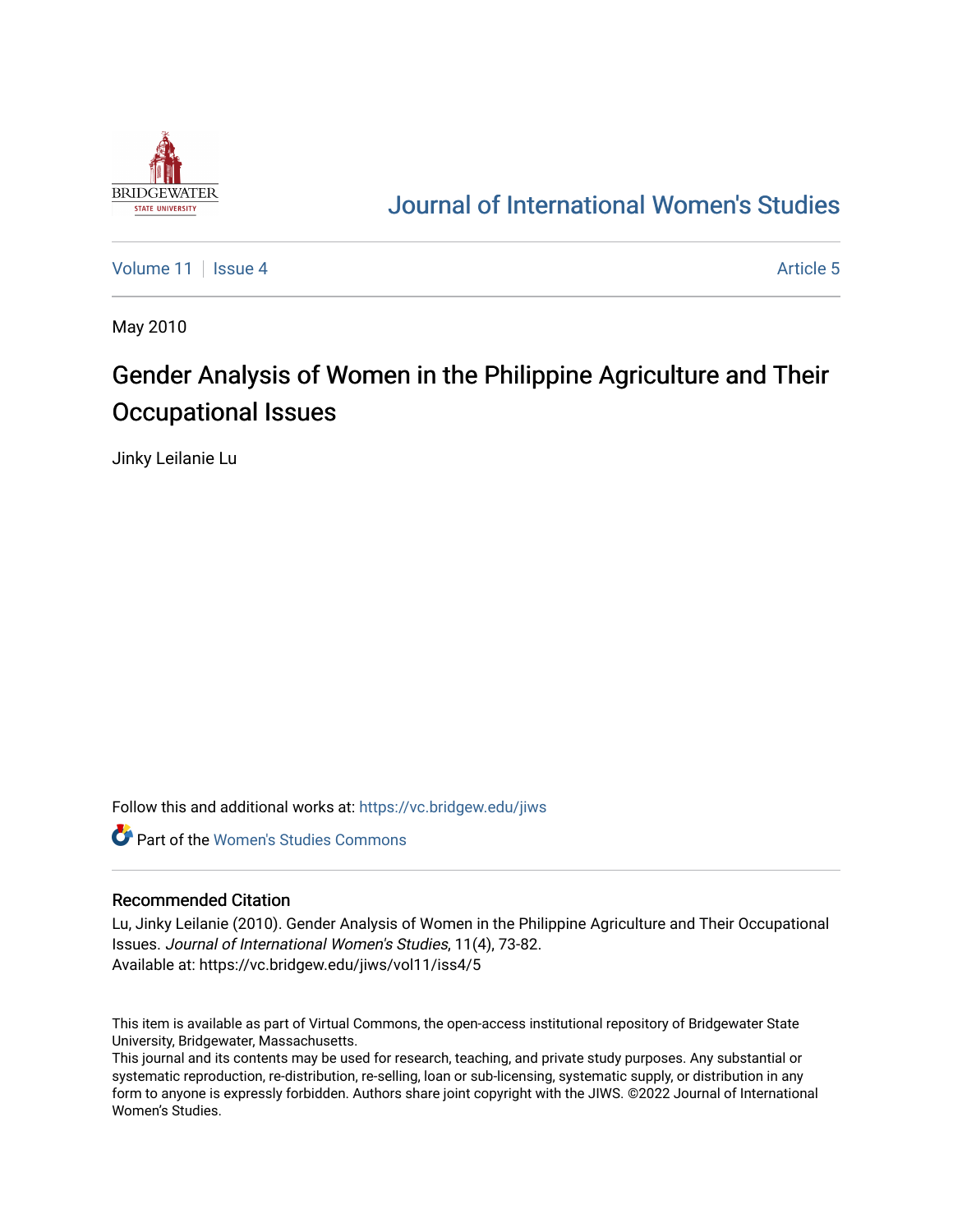Journal of International Women's Studies

Volume 11 | Issue 4 | Article 5

May 2010

# Gender Analysis of Women in the Philippine Agriculture and Their Occupational Issues

Jinky Leilanie Lu

Follow this and additional works at: https://vc.bridgew.edu/jiws

Part of the Women's Studies Commons

## Recommended Citation

Lu, Jinky Leilanie (2010). Gender Analysis of Women in the Philippine Agriculture and Their Occupational Issues. *Journal of International Women's Studies*, 11(4), 73-82.
Available at: https://vc.bridgew.edu/jiws/vol11/iss4/5

This item is available as part of Virtual Commons, the open-access institutional repository of Bridgewater State University, Bridgewater, Massachusetts.
This journal and its contents may be used for research, teaching, and private study purposes. Any substantial or systematic reproduction, re-distribution, re-selling, loan or sub-licensing, systematic supply, or distribution in any form to anyone is expressly forbidden. Authors share joint copyright with the JIWS. ©2022 Journal of International Women's Studies.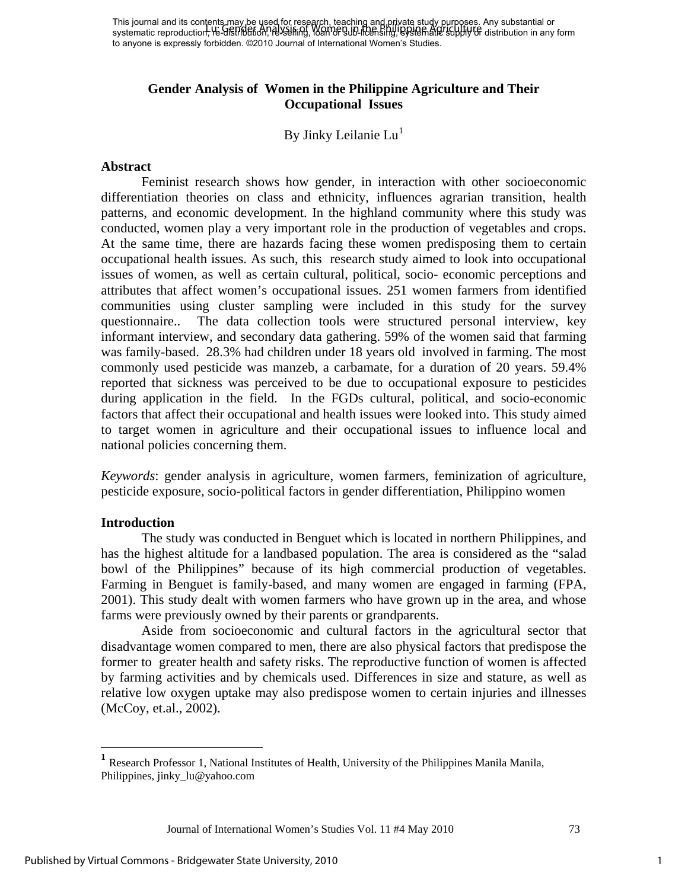# Gender Analysis of Women in the Philippine Agriculture and Their Occupational Issues

By Jinky Leilanie Lu[1]

## Abstract

Feminist research shows how gender, in interaction with other socioeconomic differentiation theories on class and ethnicity, influences agrarian transition, health patterns, and economic development. In the highland community where this study was conducted, women play a very important role in the production of vegetables and crops. At the same time, there are hazards facing these women predisposing them to certain occupational health issues. As such, this research study aimed to look into occupational issues of women, as well as certain cultural, political, socio- economic perceptions and attributes that affect women's occupational issues. 251 women farmers from identified communities using cluster sampling were included in this study for the survey questionnaire.. The data collection tools were structured personal interview, key informant interview, and secondary data gathering. 59% of the women said that farming was family-based. 28.3% had children under 18 years old involved in farming. The most commonly used pesticide was manzeb, a carbamate, for a duration of 20 years. 59.4% reported that sickness was perceived to be due to occupational exposure to pesticides during application in the field. In the FGDs cultural, political, and socio-economic factors that affect their occupational and health issues were looked into. This study aimed to target women in agriculture and their occupational issues to influence local and national policies concerning them.

*Keywords*: gender analysis in agriculture, women farmers, feminization of agriculture, pesticide exposure, socio-political factors in gender differentiation, Philippino women

## Introduction

The study was conducted in Benguet which is located in northern Philippines, and has the highest altitude for a landbased population. The area is considered as the "salad bowl of the Philippines" because of its high commercial production of vegetables. Farming in Benguet is family-based, and many women are engaged in farming (FPA, 2001). This study dealt with women farmers who have grown up in the area, and whose farms were previously owned by their parents or grandparents.

Aside from socioeconomic and cultural factors in the agricultural sector that disadvantage women compared to men, there are also physical factors that predispose the former to greater health and safety risks. The reproductive function of women is affected by farming activities and by chemicals used. Differences in size and stature, as well as relative low oxygen uptake may also predispose women to certain injuries and illnesses (McCoy, et.al., 2002).

---

[1] Research Professor 1, National Institutes of Health, University of the Philippines Manila Manila, Philippines, jinky_lu@yahoo.com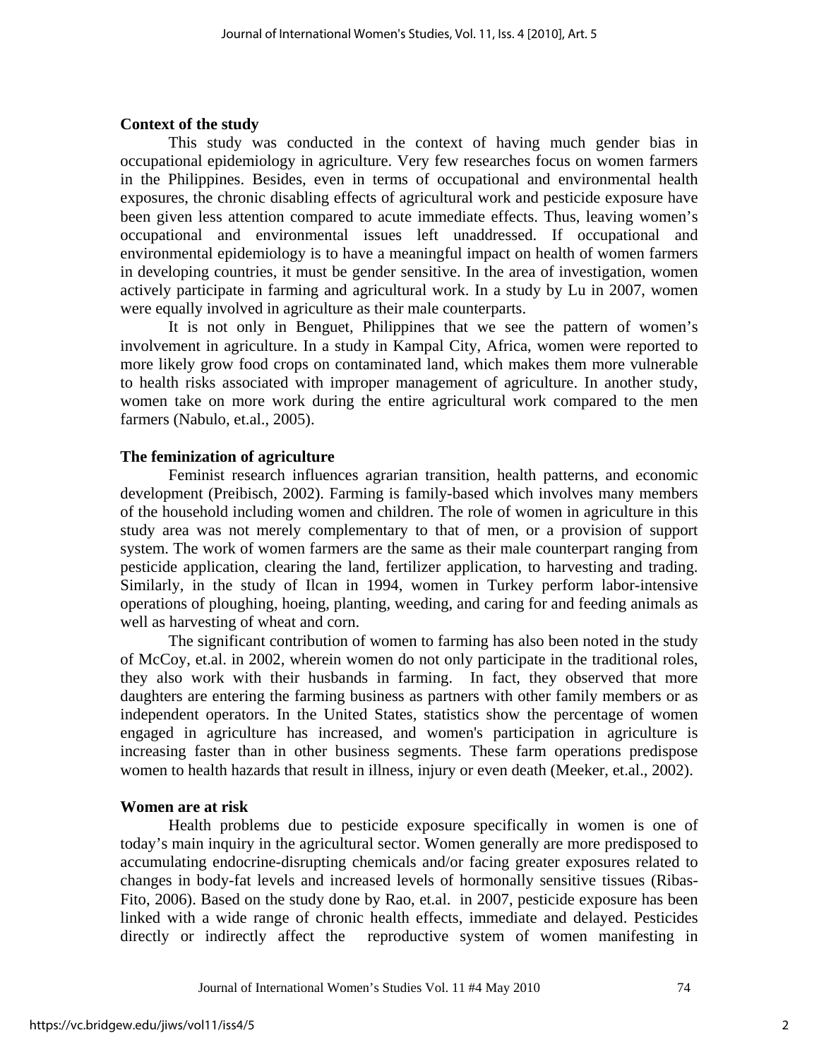## Context of the study

This study was conducted in the context of having much gender bias in occupational epidemiology in agriculture. Very few researches focus on women farmers in the Philippines. Besides, even in terms of occupational and environmental health exposures, the chronic disabling effects of agricultural work and pesticide exposure have been given less attention compared to acute immediate effects. Thus, leaving women's occupational and environmental issues left unaddressed. If occupational and environmental epidemiology is to have a meaningful impact on health of women farmers in developing countries, it must be gender sensitive. In the area of investigation, women actively participate in farming and agricultural work. In a study by Lu in 2007, women were equally involved in agriculture as their male counterparts.

It is not only in Benguet, Philippines that we see the pattern of women's involvement in agriculture. In a study in Kampal City, Africa, women were reported to more likely grow food crops on contaminated land, which makes them more vulnerable to health risks associated with improper management of agriculture. In another study, women take on more work during the entire agricultural work compared to the men farmers (Nabulo, et.al., 2005).

## The feminization of agriculture

Feminist research influences agrarian transition, health patterns, and economic development (Preibisch, 2002). Farming is family-based which involves many members of the household including women and children. The role of women in agriculture in this study area was not merely complementary to that of men, or a provision of support system. The work of women farmers are the same as their male counterpart ranging from pesticide application, clearing the land, fertilizer application, to harvesting and trading. Similarly, in the study of Ilcan in 1994, women in Turkey perform labor-intensive operations of ploughing, hoeing, planting, weeding, and caring for and feeding animals as well as harvesting of wheat and corn.

The significant contribution of women to farming has also been noted in the study of McCoy, et.al. in 2002, wherein women do not only participate in the traditional roles, they also work with their husbands in farming. In fact, they observed that more daughters are entering the farming business as partners with other family members or as independent operators. In the United States, statistics show the percentage of women engaged in agriculture has increased, and women's participation in agriculture is increasing faster than in other business segments. These farm operations predispose women to health hazards that result in illness, injury or even death (Meeker, et.al., 2002).

## Women are at risk

Health problems due to pesticide exposure specifically in women is one of today's main inquiry in the agricultural sector. Women generally are more predisposed to accumulating endocrine-disrupting chemicals and/or facing greater exposures related to changes in body-fat levels and increased levels of hormonally sensitive tissues (Ribas-Fito, 2006). Based on the study done by Rao, et.al. in 2007, pesticide exposure has been linked with a wide range of chronic health effects, immediate and delayed. Pesticides directly or indirectly affect the reproductive system of women manifesting in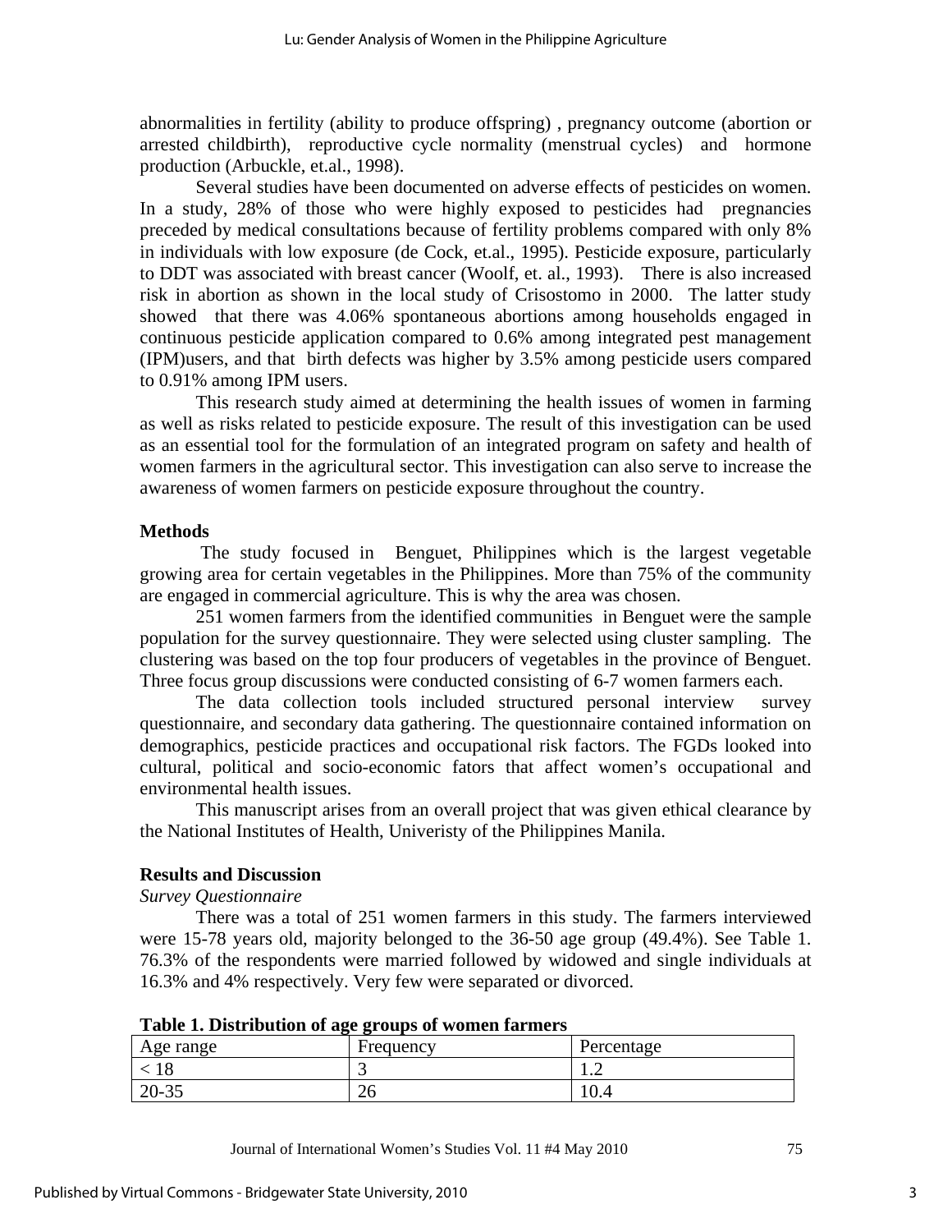abnormalities in fertility (ability to produce offspring) , pregnancy outcome (abortion or arrested childbirth), reproductive cycle normality (menstrual cycles) and hormone production (Arbuckle, et.al., 1998).

Several studies have been documented on adverse effects of pesticides on women. In a study, 28% of those who were highly exposed to pesticides had pregnancies preceded by medical consultations because of fertility problems compared with only 8% in individuals with low exposure (de Cock, et.al., 1995). Pesticide exposure, particularly to DDT was associated with breast cancer (Woolf, et. al., 1993). There is also increased risk in abortion as shown in the local study of Crisostomo in 2000. The latter study showed that there was 4.06% spontaneous abortions among households engaged in continuous pesticide application compared to 0.6% among integrated pest management (IPM)users, and that birth defects was higher by 3.5% among pesticide users compared to 0.91% among IPM users.

This research study aimed at determining the health issues of women in farming as well as risks related to pesticide exposure. The result of this investigation can be used as an essential tool for the formulation of an integrated program on safety and health of women farmers in the agricultural sector. This investigation can also serve to increase the awareness of women farmers on pesticide exposure throughout the country.

**Methods**

The study focused in Benguet, Philippines which is the largest vegetable growing area for certain vegetables in the Philippines. More than 75% of the community are engaged in commercial agriculture. This is why the area was chosen.

251 women farmers from the identified communities in Benguet were the sample population for the survey questionnaire. They were selected using cluster sampling. The clustering was based on the top four producers of vegetables in the province of Benguet. Three focus group discussions were conducted consisting of 6-7 women farmers each.

The data collection tools included structured personal interview survey questionnaire, and secondary data gathering. The questionnaire contained information on demographics, pesticide practices and occupational risk factors. The FGDs looked into cultural, political and socio-economic fators that affect women's occupational and environmental health issues.

This manuscript arises from an overall project that was given ethical clearance by the National Institutes of Health, Univeristy of the Philippines Manila.

**Results and Discussion**

*Survey Questionnaire*

There was a total of 251 women farmers in this study. The farmers interviewed were 15-78 years old, majority belonged to the 36-50 age group (49.4%). See Table 1. 76.3% of the respondents were married followed by widowed and single individuals at 16.3% and 4% respectively. Very few were separated or divorced.

**Table 1. Distribution of age groups of women farmers**

| Age range | Frequency | Percentage |
|---|---|---|
| < 18 | 3 | 1.2 |
| 20-35 | 26 | 10.4 |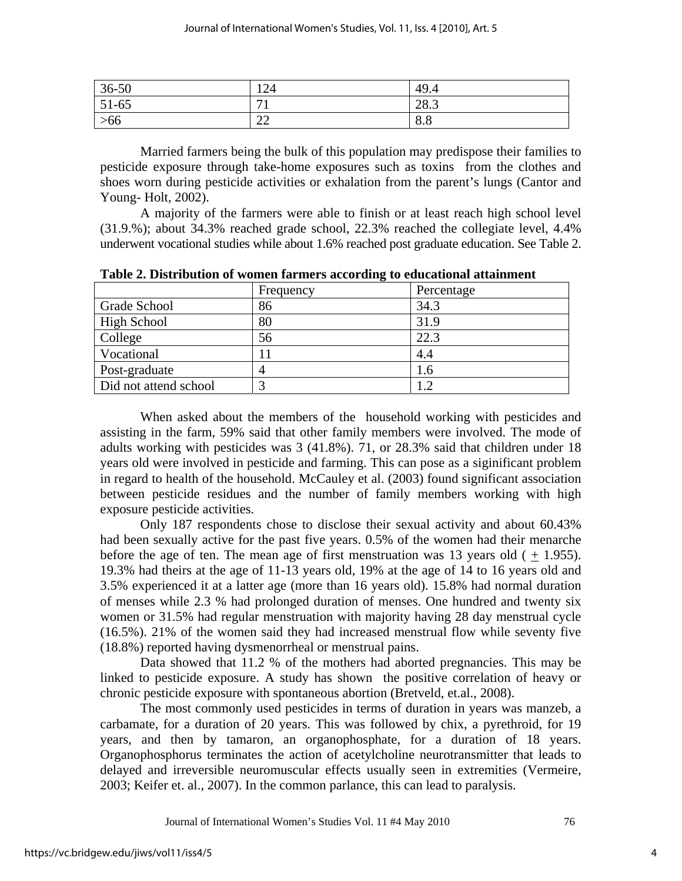| | | |
|---|---|---|
| 36-50 | 124 | 49.4 |
| 51-65 | 71 | 28.3 |
| >66 | 22 | 8.8 |

Married farmers being the bulk of this population may predispose their families to pesticide exposure through take-home exposures such as toxins from the clothes and shoes worn during pesticide activities or exhalation from the parent's lungs (Cantor and Young- Holt, 2002).

A majority of the farmers were able to finish or at least reach high school level (31.9.%); about 34.3% reached grade school, 22.3% reached the collegiate level, 4.4% underwent vocational studies while about 1.6% reached post graduate education. See Table 2.

**Table 2. Distribution of women farmers according to educational attainment**

| | Frequency | Percentage |
|---|---|---|
| Grade School | 86 | 34.3 |
| High School | 80 | 31.9 |
| College | 56 | 22.3 |
| Vocational | 11 | 4.4 |
| Post-graduate | 4 | 1.6 |
| Did not attend school | 3 | 1.2 |

When asked about the members of the household working with pesticides and assisting in the farm, 59% said that other family members were involved. The mode of adults working with pesticides was 3 (41.8%). 71, or 28.3% said that children under 18 years old were involved in pesticide and farming. This can pose as a siginificant problem in regard to health of the household. McCauley et al. (2003) found significant association between pesticide residues and the number of family members working with high exposure pesticide activities.

Only 187 respondents chose to disclose their sexual activity and about 60.43% had been sexually active for the past five years. 0.5% of the women had their menarche before the age of ten. The mean age of first menstruation was 13 years old ( $\pm$ 1.955). 19.3% had theirs at the age of 11-13 years old, 19% at the age of 14 to 16 years old and 3.5% experienced it at a latter age (more than 16 years old). 15.8% had normal duration of menses while 2.3 % had prolonged duration of menses. One hundred and twenty six women or 31.5% had regular menstruation with majority having 28 day menstrual cycle (16.5%). 21% of the women said they had increased menstrual flow while seventy five (18.8%) reported having dysmenorrheal or menstrual pains.

Data showed that 11.2 % of the mothers had aborted pregnancies. This may be linked to pesticide exposure. A study has shown the positive correlation of heavy or chronic pesticide exposure with spontaneous abortion (Bretveld, et.al., 2008).

The most commonly used pesticides in terms of duration in years was manzeb, a carbamate, for a duration of 20 years. This was followed by chix, a pyrethroid, for 19 years, and then by tamaron, an organophosphate, for a duration of 18 years. Organophosphorus terminates the action of acetylcholine neurotransmitter that leads to delayed and irreversible neuromuscular effects usually seen in extremities (Vermeire, 2003; Keifer et. al., 2007). In the common parlance, this can lead to paralysis.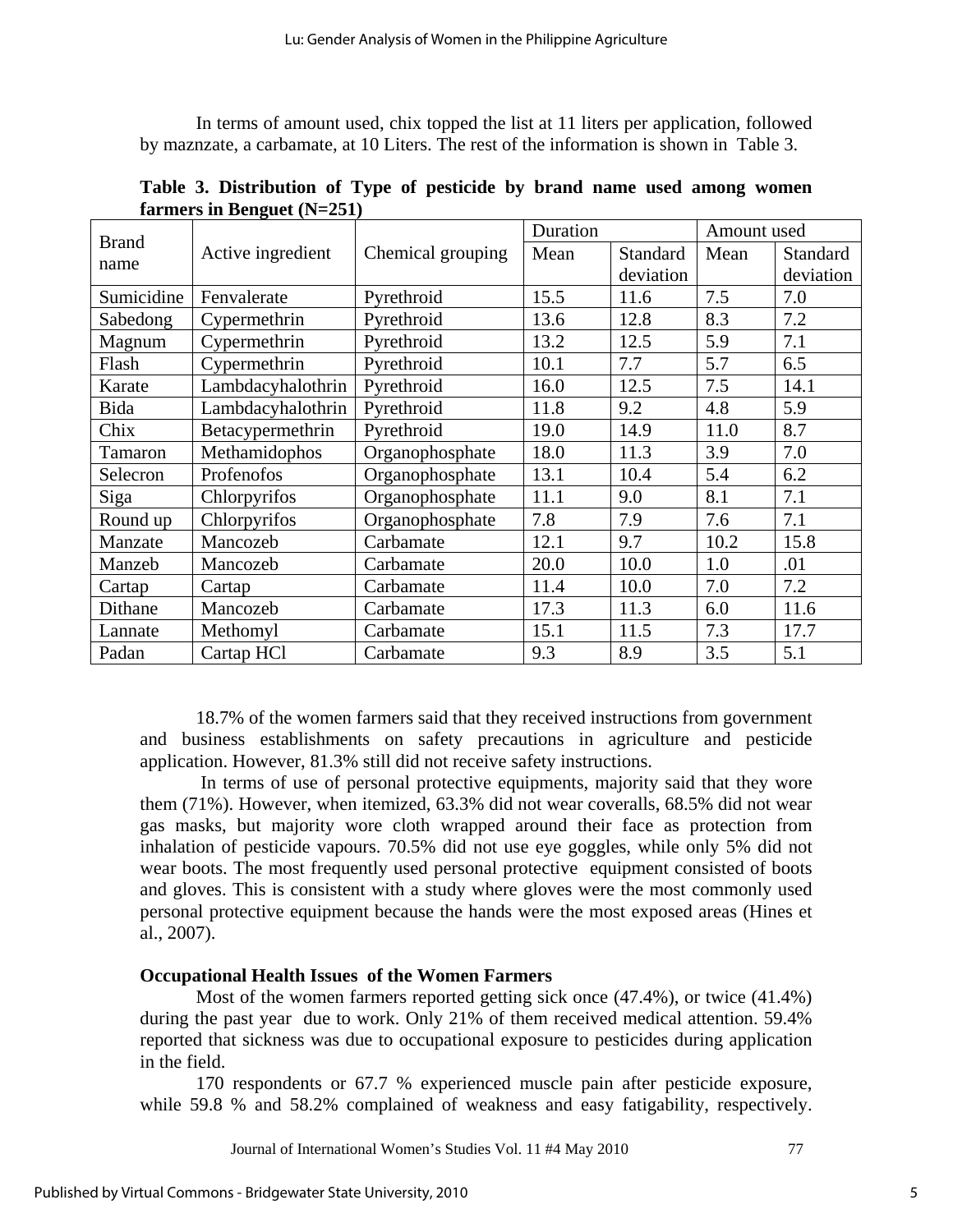In terms of amount used, chix topped the list at 11 liters per application, followed by maznzate, a carbamate, at 10 Liters. The rest of the information is shown in Table 3.

**Table 3. Distribution of Type of pesticide by brand name used among women farmers in Benguet (N=251)**

| Brand name | Active ingredient | Chemical grouping | Duration | | Amount used | |
|---|---|---|---|---|---|---|
| | | | Mean | Standard deviation | Mean | Standard deviation |
| Sumicidine | Fenvalerate | Pyrethroid | 15.5 | 11.6 | 7.5 | 7.0 |
| Sabedong | Cypermethrin | Pyrethroid | 13.6 | 12.8 | 8.3 | 7.2 |
| Magnum | Cypermethrin | Pyrethroid | 13.2 | 12.5 | 5.9 | 7.1 |
| Flash | Cypermethrin | Pyrethroid | 10.1 | 7.7 | 5.7 | 6.5 |
| Karate | Lambdacyhalothrin | Pyrethroid | 16.0 | 12.5 | 7.5 | 14.1 |
| Bida | Lambdacyhalothrin | Pyrethroid | 11.8 | 9.2 | 4.8 | 5.9 |
| Chix | Betacypermethrin | Pyrethroid | 19.0 | 14.9 | 11.0 | 8.7 |
| Tamaron | Methamidophos | Organophosphate | 18.0 | 11.3 | 3.9 | 7.0 |
| Selecron | Profenofos | Organophosphate | 13.1 | 10.4 | 5.4 | 6.2 |
| Siga | Chlorpyrifos | Organophosphate | 11.1 | 9.0 | 8.1 | 7.1 |
| Round up | Chlorpyrifos | Organophosphate | 7.8 | 7.9 | 7.6 | 7.1 |
| Manzate | Mancozeb | Carbamate | 12.1 | 9.7 | 10.2 | 15.8 |
| Manzeb | Mancozeb | Carbamate | 20.0 | 10.0 | 1.0 | .01 |
| Cartap | Cartap | Carbamate | 11.4 | 10.0 | 7.0 | 7.2 |
| Dithane | Mancozeb | Carbamate | 17.3 | 11.3 | 6.0 | 11.6 |
| Lannate | Methomyl | Carbamate | 15.1 | 11.5 | 7.3 | 17.7 |
| Padan | Cartap HCl | Carbamate | 9.3 | 8.9 | 3.5 | 5.1 |

18.7% of the women farmers said that they received instructions from government and business establishments on safety precautions in agriculture and pesticide application. However, 81.3% still did not receive safety instructions.

In terms of use of personal protective equipments, majority said that they wore them (71%). However, when itemized, 63.3% did not wear coveralls, 68.5% did not wear gas masks, but majority wore cloth wrapped around their face as protection from inhalation of pesticide vapours. 70.5% did not use eye goggles, while only 5% did not wear boots. The most frequently used personal protective equipment consisted of boots and gloves. This is consistent with a study where gloves were the most commonly used personal protective equipment because the hands were the most exposed areas (Hines et al., 2007).

### Occupational Health Issues of the Women Farmers

Most of the women farmers reported getting sick once (47.4%), or twice (41.4%) during the past year due to work. Only 21% of them received medical attention. 59.4% reported that sickness was due to occupational exposure to pesticides during application in the field.

170 respondents or 67.7 % experienced muscle pain after pesticide exposure, while 59.8 % and 58.2% complained of weakness and easy fatigability, respectively.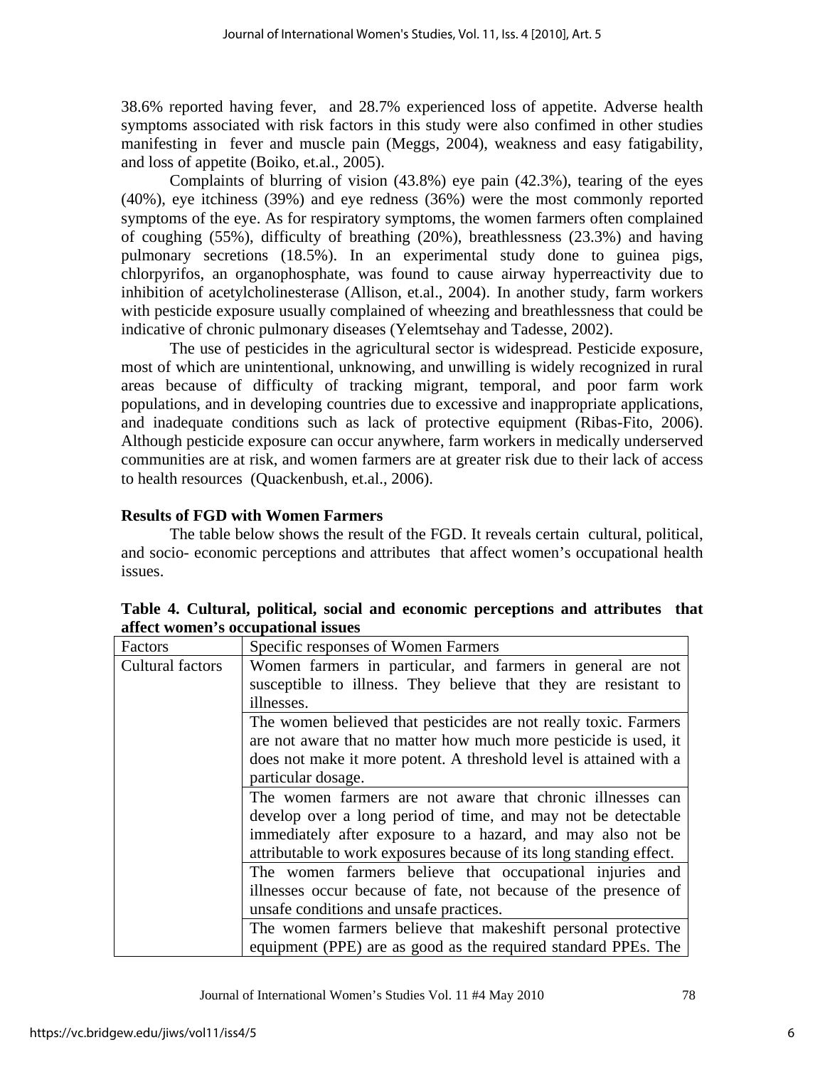38.6% reported having fever,  and 28.7% experienced loss of appetite. Adverse health symptoms associated with risk factors in this study were also confimed in other studies manifesting in  fever and muscle pain (Meggs, 2004), weakness and easy fatigability, and loss of appetite (Boiko, et.al., 2005).

Complaints of blurring of vision (43.8%) eye pain (42.3%), tearing of the eyes (40%), eye itchiness (39%) and eye redness (36%) were the most commonly reported symptoms of the eye. As for respiratory symptoms, the women farmers often complained of coughing (55%), difficulty of breathing (20%), breathlessness (23.3%) and having pulmonary secretions (18.5%). In an experimental study done to guinea pigs, chlorpyrifos, an organophosphate, was found to cause airway hyperreactivity due to inhibition of acetylcholinesterase (Allison, et.al., 2004). In another study, farm workers with pesticide exposure usually complained of wheezing and breathlessness that could be indicative of chronic pulmonary diseases (Yelemtsehay and Tadesse, 2002).

The use of pesticides in the agricultural sector is widespread. Pesticide exposure, most of which are unintentional, unknowing, and unwilling is widely recognized in rural areas because of difficulty of tracking migrant, temporal, and poor farm work populations, and in developing countries due to excessive and inappropriate applications, and inadequate conditions such as lack of protective equipment (Ribas-Fito, 2006). Although pesticide exposure can occur anywhere, farm workers in medically underserved communities are at risk, and women farmers are at greater risk due to their lack of access to health resources  (Quackenbush, et.al., 2006).

**Results of FGD with Women Farmers**

The table below shows the result of the FGD. It reveals certain  cultural, political, and socio- economic perceptions and attributes  that affect women's occupational health issues.

**Table 4. Cultural, political, social and economic perceptions and attributes  that affect women's occupational issues**

| Factors | Specific responses of Women Farmers |
|---|---|
| Cultural factors | Women farmers in particular, and farmers in general are not susceptible to illness. They believe that they are resistant to illnesses. |
| | The women believed that pesticides are not really toxic. Farmers are not aware that no matter how much more pesticide is used, it does not make it more potent. A threshold level is attained with a particular dosage. |
| | The women farmers are not aware that chronic illnesses can develop over a long period of time, and may not be detectable immediately after exposure to a hazard, and may also not be attributable to work exposures because of its long standing effect. |
| | The women farmers believe that occupational injuries and illnesses occur because of fate, not because of the presence of unsafe conditions and unsafe practices. |
| | The women farmers believe that makeshift personal protective equipment (PPE) are as good as the required standard PPEs. The |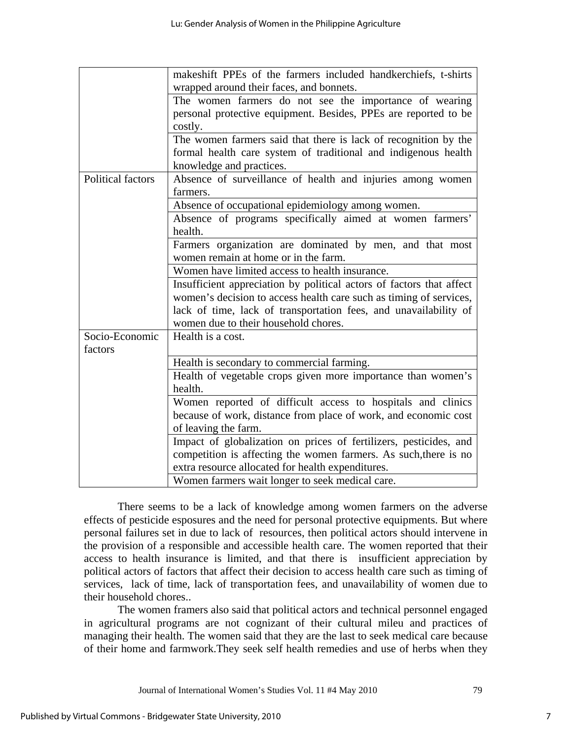| | |
|---|---|
| | makeshift PPEs of the farmers included handkerchiefs, t-shirts wrapped around their faces, and bonnets. |
| | The women farmers do not see the importance of wearing personal protective equipment. Besides, PPEs are reported to be costly. |
| | The women farmers said that there is lack of recognition by the formal health care system of traditional and indigenous health knowledge and practices. |
| Political factors | Absence of surveillance of health and injuries among women farmers. |
| | Absence of occupational epidemiology among women. |
| | Absence of programs specifically aimed at women farmers' health. |
| | Farmers organization are dominated by men, and that most women remain at home or in the farm. |
| | Women have limited access to health insurance. |
| | Insufficient appreciation by political actors of factors that affect women's decision to access health care such as timing of services, lack of time, lack of transportation fees, and unavailability of women due to their household chores. |
| Socio-Economic factors | Health is a cost. |
| | Health is secondary to commercial farming. |
| | Health of vegetable crops given more importance than women's health. |
| | Women reported of difficult access to hospitals and clinics because of work, distance from place of work, and economic cost of leaving the farm. |
| | Impact of globalization on prices of fertilizers, pesticides, and competition is affecting the women farmers. As such,there is no extra resource allocated for health expenditures. |
| | Women farmers wait longer to seek medical care. |

There seems to be a lack of knowledge among women farmers on the adverse effects of pesticide esposures and the need for personal protective equipments. But where personal failures set in due to lack of resources, then political actors should intervene in the provision of a responsible and accessible health care. The women reported that their access to health insurance is limited, and that there is insufficient appreciation by political actors of factors that affect their decision to access health care such as timing of services, lack of time, lack of transportation fees, and unavailability of women due to their household chores..

The women framers also said that political actors and technical personnel engaged in agricultural programs are not cognizant of their cultural mileu and practices of managing their health. The women said that they are the last to seek medical care because of their home and farmwork.They seek self health remedies and use of herbs when they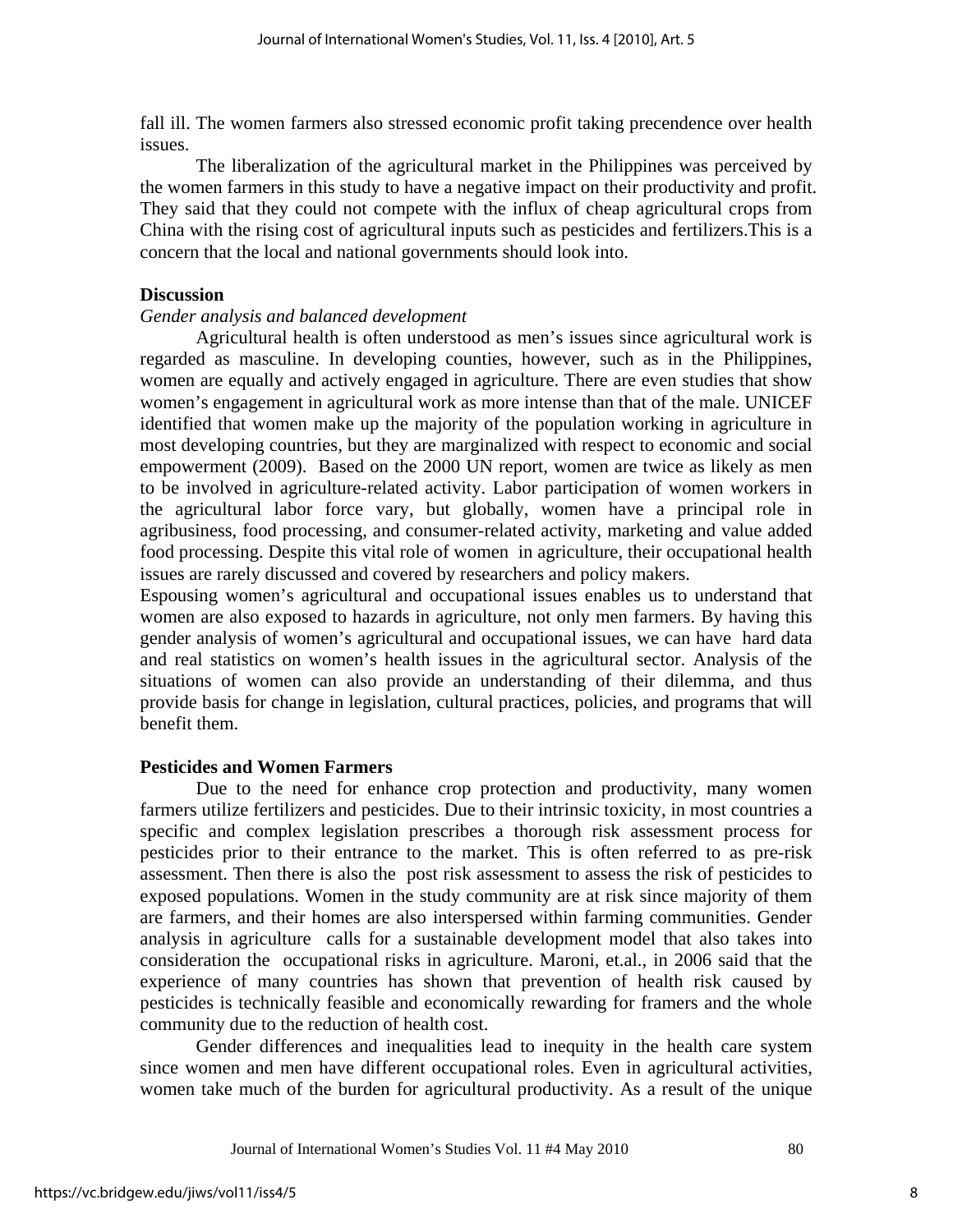fall ill. The women farmers also stressed economic profit taking precendence over health issues.

The liberalization of the agricultural market in the Philippines was perceived by the women farmers in this study to have a negative impact on their productivity and profit. They said that they could not compete with the influx of cheap agricultural crops from China with the rising cost of agricultural inputs such as pesticides and fertilizers.This is a concern that the local and national governments should look into.

**Discussion**

*Gender analysis and balanced development*

Agricultural health is often understood as men's issues since agricultural work is regarded as masculine. In developing counties, however, such as in the Philippines, women are equally and actively engaged in agriculture. There are even studies that show women's engagement in agricultural work as more intense than that of the male. UNICEF identified that women make up the majority of the population working in agriculture in most developing countries, but they are marginalized with respect to economic and social empowerment (2009). Based on the 2000 UN report, women are twice as likely as men to be involved in agriculture-related activity. Labor participation of women workers in the agricultural labor force vary, but globally, women have a principal role in agribusiness, food processing, and consumer-related activity, marketing and value added food processing. Despite this vital role of women in agriculture, their occupational health issues are rarely discussed and covered by researchers and policy makers.

Espousing women's agricultural and occupational issues enables us to understand that women are also exposed to hazards in agriculture, not only men farmers. By having this gender analysis of women's agricultural and occupational issues, we can have hard data and real statistics on women's health issues in the agricultural sector. Analysis of the situations of women can also provide an understanding of their dilemma, and thus provide basis for change in legislation, cultural practices, policies, and programs that will benefit them.

**Pesticides and Women Farmers**

Due to the need for enhance crop protection and productivity, many women farmers utilize fertilizers and pesticides. Due to their intrinsic toxicity, in most countries a specific and complex legislation prescribes a thorough risk assessment process for pesticides prior to their entrance to the market. This is often referred to as pre-risk assessment. Then there is also the post risk assessment to assess the risk of pesticides to exposed populations. Women in the study community are at risk since majority of them are farmers, and their homes are also interspersed within farming communities. Gender analysis in agriculture calls for a sustainable development model that also takes into consideration the occupational risks in agriculture. Maroni, et.al., in 2006 said that the experience of many countries has shown that prevention of health risk caused by pesticides is technically feasible and economically rewarding for framers and the whole community due to the reduction of health cost.

Gender differences and inequalities lead to inequity in the health care system since women and men have different occupational roles. Even in agricultural activities, women take much of the burden for agricultural productivity. As a result of the unique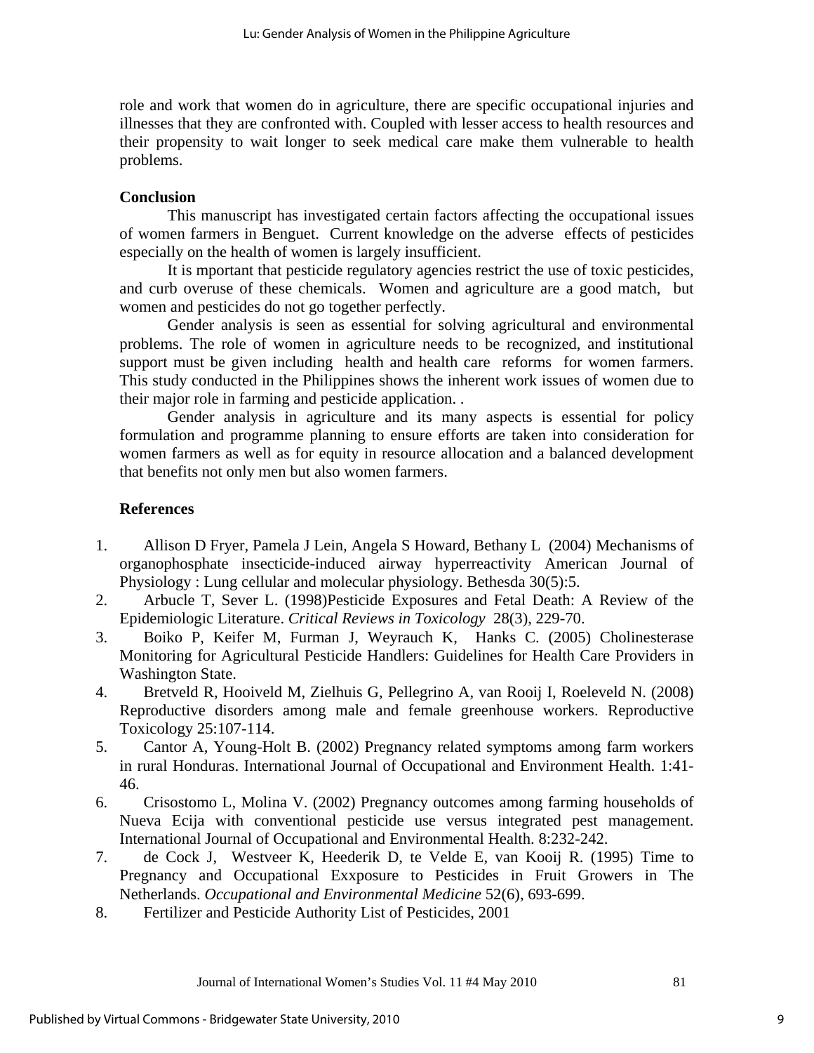role and work that women do in agriculture, there are specific occupational injuries and illnesses that they are confronted with. Coupled with lesser access to health resources and their propensity to wait longer to seek medical care make them vulnerable to health problems.

## Conclusion

This manuscript has investigated certain factors affecting the occupational issues of women farmers in Benguet. Current knowledge on the adverse effects of pesticides especially on the health of women is largely insufficient.

It is mportant that pesticide regulatory agencies restrict the use of toxic pesticides, and curb overuse of these chemicals. Women and agriculture are a good match, but women and pesticides do not go together perfectly.

Gender analysis is seen as essential for solving agricultural and environmental problems. The role of women in agriculture needs to be recognized, and institutional support must be given including health and health care reforms for women farmers. This study conducted in the Philippines shows the inherent work issues of women due to their major role in farming and pesticide application. .

Gender analysis in agriculture and its many aspects is essential for policy formulation and programme planning to ensure efforts are taken into consideration for women farmers as well as for equity in resource allocation and a balanced development that benefits not only men but also women farmers.

## References

1. Allison D Fryer, Pamela J Lein, Angela S Howard, Bethany L (2004) Mechanisms of organophosphate insecticide-induced airway hyperreactivity American Journal of Physiology : Lung cellular and molecular physiology. Bethesda 30(5):5.
2. Arbucle T, Sever L. (1998)Pesticide Exposures and Fetal Death: A Review of the Epidemiologic Literature. *Critical Reviews in Toxicology* 28(3), 229-70.
3. Boiko P, Keifer M, Furman J, Weyrauch K, Hanks C. (2005) Cholinesterase Monitoring for Agricultural Pesticide Handlers: Guidelines for Health Care Providers in Washington State.
4. Bretveld R, Hooiveld M, Zielhuis G, Pellegrino A, van Rooij I, Roeleveld N. (2008) Reproductive disorders among male and female greenhouse workers. Reproductive Toxicology 25:107-114.
5. Cantor A, Young-Holt B. (2002) Pregnancy related symptoms among farm workers in rural Honduras. International Journal of Occupational and Environment Health. 1:41-46.
6. Crisostomo L, Molina V. (2002) Pregnancy outcomes among farming households of Nueva Ecija with conventional pesticide use versus integrated pest management. International Journal of Occupational and Environmental Health. 8:232-242.
7. de Cock J, Westveer K, Heederik D, te Velde E, van Kooij R. (1995) Time to Pregnancy and Occupational Exxposure to Pesticides in Fruit Growers in The Netherlands. *Occupational and Environmental Medicine* 52(6), 693-699.
8. Fertilizer and Pesticide Authority List of Pesticides, 2001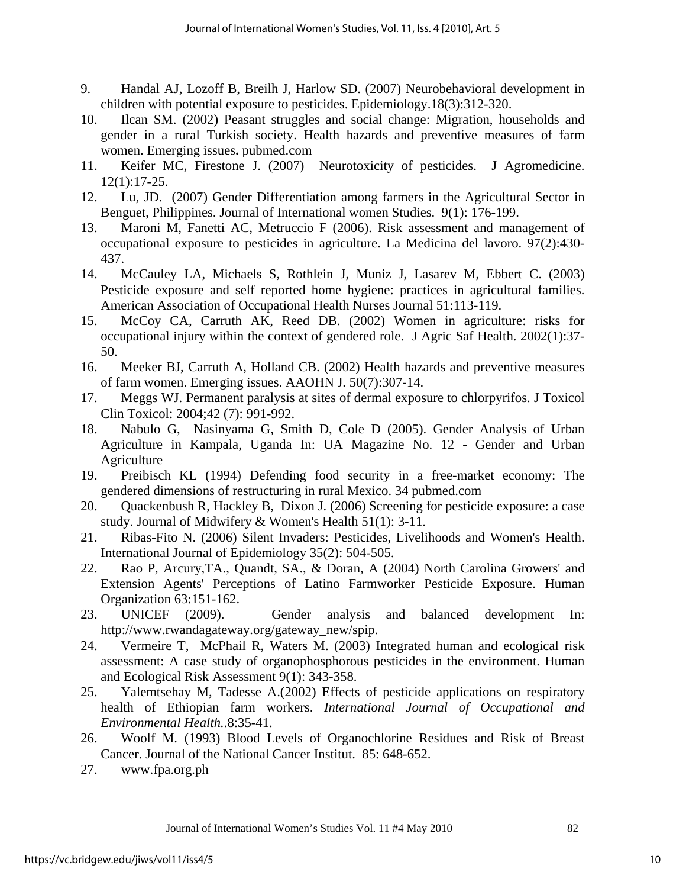9. Handal AJ, Lozoff B, Breilh J, Harlow SD. (2007) Neurobehavioral development in children with potential exposure to pesticides. Epidemiology.18(3):312-320.
10. Ilcan SM. (2002) Peasant struggles and social change: Migration, households and gender in a rural Turkish society. Health hazards and preventive measures of farm women. Emerging issues**.** pubmed.com
11. Keifer MC, Firestone J. (2007) Neurotoxicity of pesticides. J Agromedicine. 12(1):17-25.
12. Lu, JD. (2007) Gender Differentiation among farmers in the Agricultural Sector in Benguet, Philippines. Journal of International women Studies. 9(1): 176-199.
13. Maroni M, Fanetti AC, Metruccio F (2006). Risk assessment and management of occupational exposure to pesticides in agriculture. La Medicina del lavoro. 97(2):430-437.
14. McCauley LA, Michaels S, Rothlein J, Muniz J, Lasarev M, Ebbert C. (2003) Pesticide exposure and self reported home hygiene: practices in agricultural families. American Association of Occupational Health Nurses Journal 51:113-119.
15. McCoy CA, Carruth AK, Reed DB. (2002) Women in agriculture: risks for occupational injury within the context of gendered role. J Agric Saf Health. 2002(1):37-50.
16. Meeker BJ, Carruth A, Holland CB. (2002) Health hazards and preventive measures of farm women. Emerging issues. AAOHN J. 50(7):307-14.
17. Meggs WJ. Permanent paralysis at sites of dermal exposure to chlorpyrifos. J Toxicol Clin Toxicol: 2004;42 (7): 991-992.
18. Nabulo G, Nasinyama G, Smith D, Cole D (2005). Gender Analysis of Urban Agriculture in Kampala, Uganda In: UA Magazine No. 12 - Gender and Urban Agriculture
19. Preibisch KL (1994) Defending food security in a free-market economy: The gendered dimensions of restructuring in rural Mexico. 34 pubmed.com
20. Quackenbush R, Hackley B, Dixon J. (2006) Screening for pesticide exposure: a case study. Journal of Midwifery & Women's Health 51(1): 3-11.
21. Ribas-Fito N. (2006) Silent Invaders: Pesticides, Livelihoods and Women's Health. International Journal of Epidemiology 35(2): 504-505.
22. Rao P, Arcury,TA., Quandt, SA., & Doran, A (2004) North Carolina Growers' and Extension Agents' Perceptions of Latino Farmworker Pesticide Exposure. Human Organization 63:151-162.
23. UNICEF (2009). Gender analysis and balanced development In: http://www.rwandagateway.org/gateway_new/spip.
24. Vermeire T, McPhail R, Waters M. (2003) Integrated human and ecological risk assessment: A case study of organophosphorous pesticides in the environment. Human and Ecological Risk Assessment 9(1): 343-358.
25. Yalemtsehay M, Tadesse A.(2002) Effects of pesticide applications on respiratory health of Ethiopian farm workers. *International Journal of Occupational and Environmental Health.*.8:35-41.
26. Woolf M. (1993) Blood Levels of Organochlorine Residues and Risk of Breast Cancer. Journal of the National Cancer Institut. 85: 648-652.
27. www.fpa.org.ph